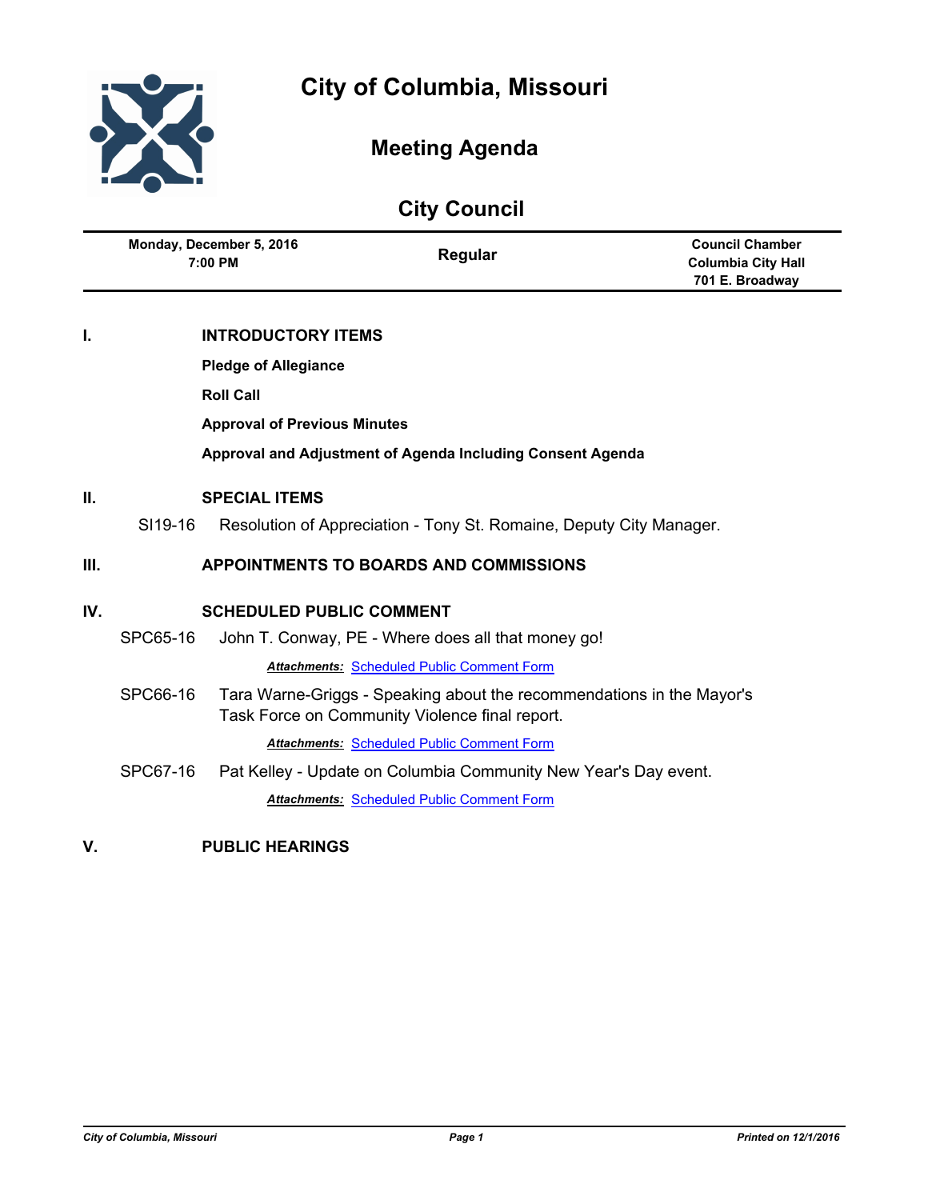# City of Columbia, Missouri

## Meeting Agenda

## City Council

| Monday, December 5, 2016 7:00 PM | Regular | Council Chamber Columbia City Hall 701 E. Broadway |
|---|---|---|

## I. INTRODUCTORY ITEMS

**Pledge of Allegiance**

**Roll Call**

**Approval of Previous Minutes**

**Approval and Adjustment of Agenda Including Consent Agenda**

## II. SPECIAL ITEMS

SI19-16 Resolution of Appreciation - Tony St. Romaine, Deputy City Manager.

## III. APPOINTMENTS TO BOARDS AND COMMISSIONS

## IV. SCHEDULED PUBLIC COMMENT

SPC65-16 John T. Conway, PE - Where does all that money go!

***Attachments:*** Scheduled Public Comment Form

SPC66-16 Tara Warne-Griggs - Speaking about the recommendations in the Mayor's Task Force on Community Violence final report.

***Attachments:*** Scheduled Public Comment Form

SPC67-16 Pat Kelley - Update on Columbia Community New Year's Day event.

***Attachments:*** Scheduled Public Comment Form

## V. PUBLIC HEARINGS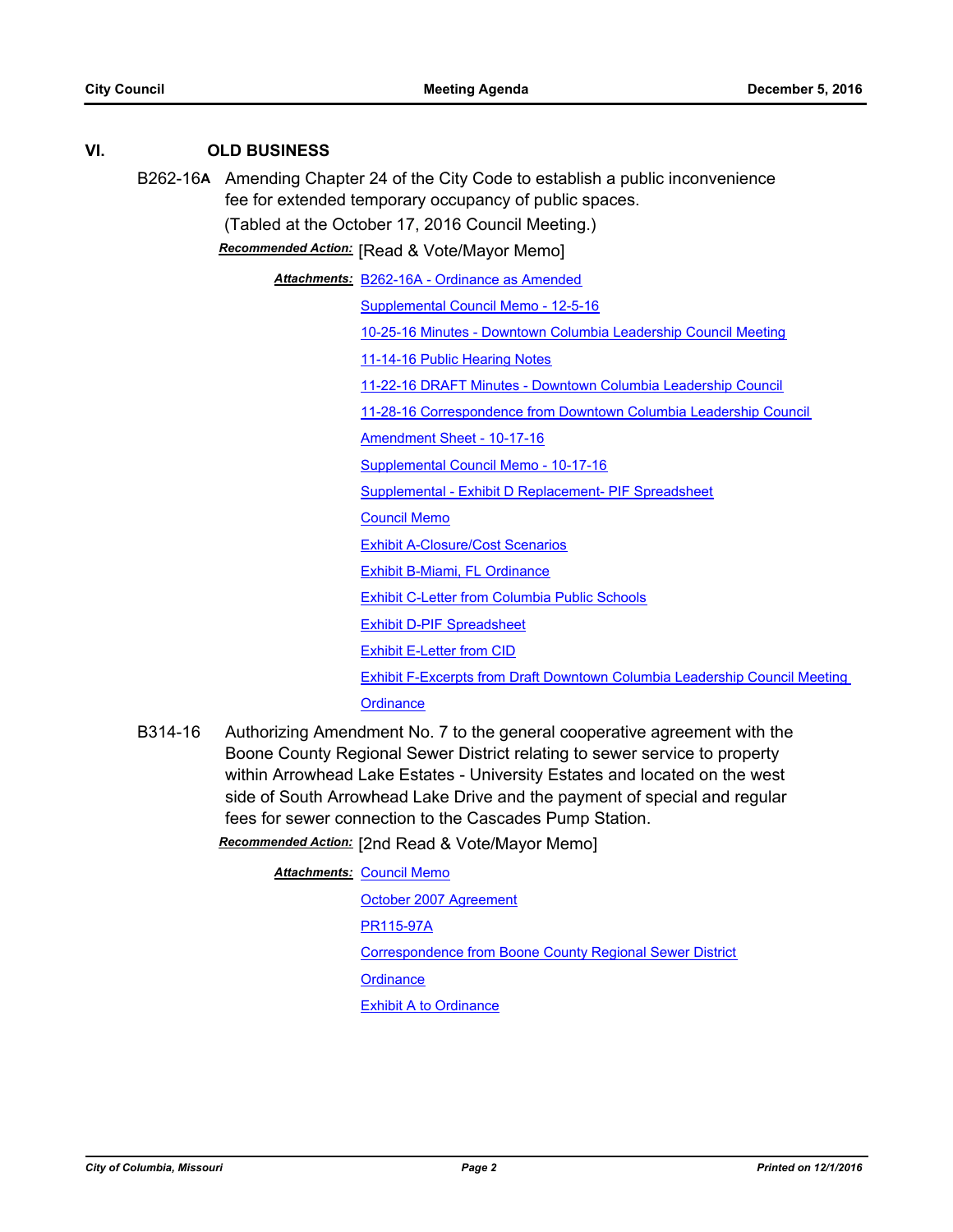## VI. OLD BUSINESS

**B262-16A** Amending Chapter 24 of the City Code to establish a public inconvenience fee for extended temporary occupancy of public spaces.

(Tabled at the October 17, 2016 Council Meeting.)

***Recommended Action:*** [Read & Vote/Mayor Memo]

***Attachments:***
- B262-16A - Ordinance as Amended
- Supplemental Council Memo - 12-5-16
- 10-25-16 Minutes - Downtown Columbia Leadership Council Meeting
- 11-14-16 Public Hearing Notes
- 11-22-16 DRAFT Minutes - Downtown Columbia Leadership Council
- 11-28-16 Correspondence from Downtown Columbia Leadership Council
- Amendment Sheet - 10-17-16
- Supplemental Council Memo - 10-17-16
- Supplemental - Exhibit D Replacement- PIF Spreadsheet
- Council Memo
- Exhibit A-Closure/Cost Scenarios
- Exhibit B-Miami, FL Ordinance
- Exhibit C-Letter from Columbia Public Schools
- Exhibit D-PIF Spreadsheet
- Exhibit E-Letter from CID
- Exhibit F-Excerpts from Draft Downtown Columbia Leadership Council Meeting
- Ordinance

**B314-16** Authorizing Amendment No. 7 to the general cooperative agreement with the Boone County Regional Sewer District relating to sewer service to property within Arrowhead Lake Estates - University Estates and located on the west side of South Arrowhead Lake Drive and the payment of special and regular fees for sewer connection to the Cascades Pump Station.

***Recommended Action:*** [2nd Read & Vote/Mayor Memo]

***Attachments:***
- Council Memo
- October 2007 Agreement
- PR115-97A
- Correspondence from Boone County Regional Sewer District
- Ordinance
- Exhibit A to Ordinance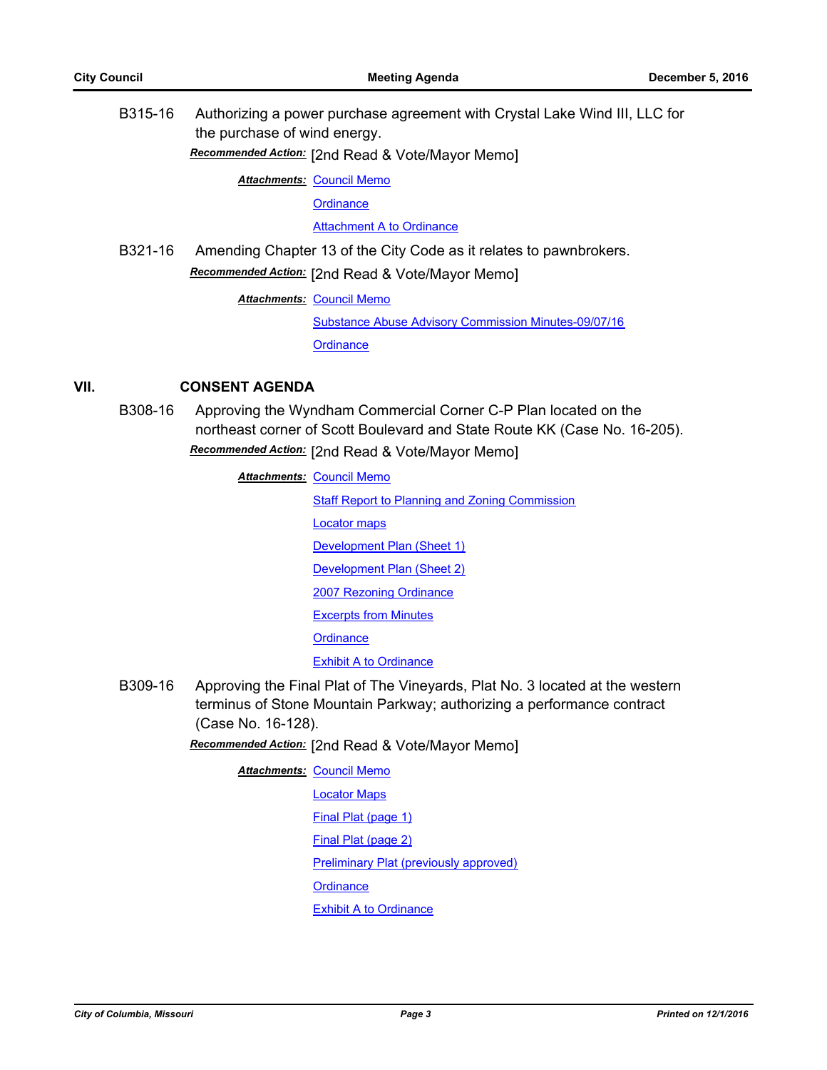B315-16 Authorizing a power purchase agreement with Crystal Lake Wind III, LLC for the purchase of wind energy.

***Recommended Action:*** [2nd Read & Vote/Mayor Memo]

***Attachments:*** Council Memo
Ordinance
Attachment A to Ordinance

B321-16 Amending Chapter 13 of the City Code as it relates to pawnbrokers.

***Recommended Action:*** [2nd Read & Vote/Mayor Memo]

***Attachments:*** Council Memo
Substance Abuse Advisory Commission Minutes-09/07/16
Ordinance

## VII. CONSENT AGENDA

B308-16 Approving the Wyndham Commercial Corner C-P Plan located on the northeast corner of Scott Boulevard and State Route KK (Case No. 16-205).

***Recommended Action:*** [2nd Read & Vote/Mayor Memo]

***Attachments:*** Council Memo
Staff Report to Planning and Zoning Commission
Locator maps
Development Plan (Sheet 1)
Development Plan (Sheet 2)
2007 Rezoning Ordinance
Excerpts from Minutes
Ordinance
Exhibit A to Ordinance

B309-16 Approving the Final Plat of The Vineyards, Plat No. 3 located at the western terminus of Stone Mountain Parkway; authorizing a performance contract (Case No. 16-128).

***Recommended Action:*** [2nd Read & Vote/Mayor Memo]

***Attachments:*** Council Memo
Locator Maps
Final Plat (page 1)
Final Plat (page 2)
Preliminary Plat (previously approved)
Ordinance
Exhibit A to Ordinance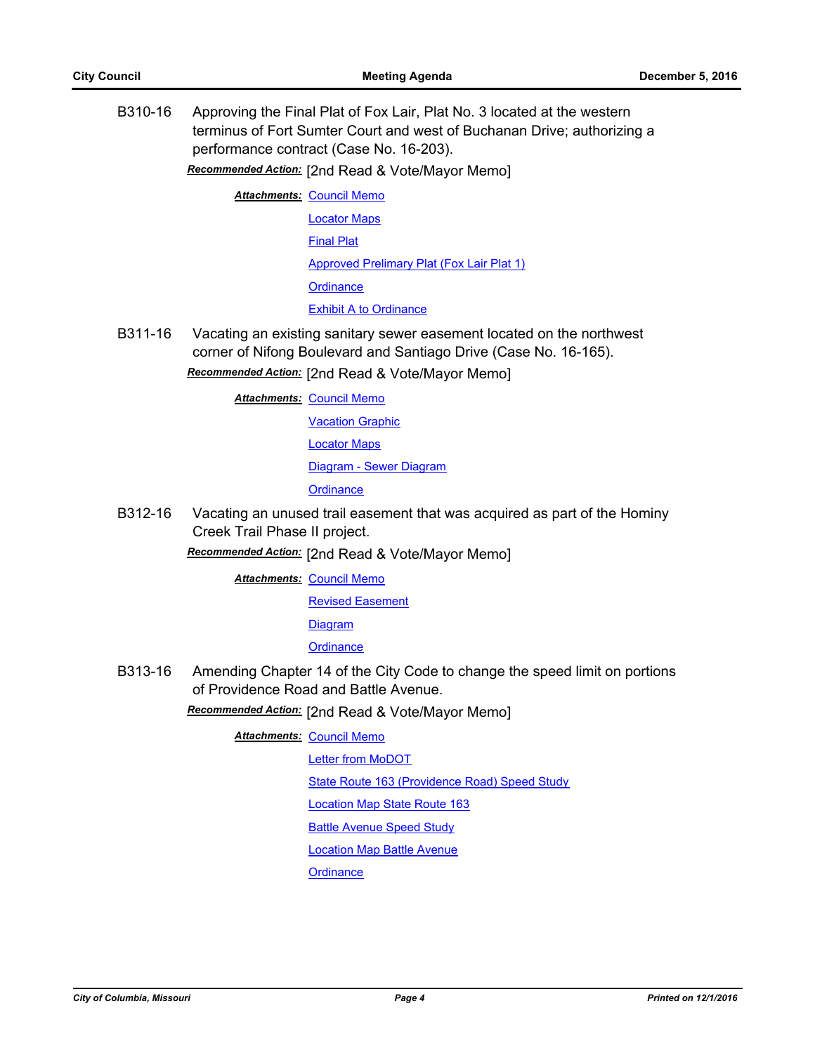B310-16 Approving the Final Plat of Fox Lair, Plat No. 3 located at the western terminus of Fort Sumter Court and west of Buchanan Drive; authorizing a performance contract (Case No. 16-203).

***Recommended Action:*** [2nd Read & Vote/Mayor Memo]

***Attachments:*** Council Memo
Locator Maps
Final Plat
Approved Prelimary Plat (Fox Lair Plat 1)
Ordinance
Exhibit A to Ordinance

B311-16 Vacating an existing sanitary sewer easement located on the northwest corner of Nifong Boulevard and Santiago Drive (Case No. 16-165).

***Recommended Action:*** [2nd Read & Vote/Mayor Memo]

***Attachments:*** Council Memo
Vacation Graphic
Locator Maps
Diagram - Sewer Diagram
Ordinance

B312-16 Vacating an unused trail easement that was acquired as part of the Hominy Creek Trail Phase II project.

***Recommended Action:*** [2nd Read & Vote/Mayor Memo]

***Attachments:*** Council Memo
Revised Easement
Diagram
Ordinance

B313-16 Amending Chapter 14 of the City Code to change the speed limit on portions of Providence Road and Battle Avenue.

***Recommended Action:*** [2nd Read & Vote/Mayor Memo]

***Attachments:*** Council Memo
Letter from MoDOT
State Route 163 (Providence Road) Speed Study
Location Map State Route 163
Battle Avenue Speed Study
Location Map Battle Avenue
Ordinance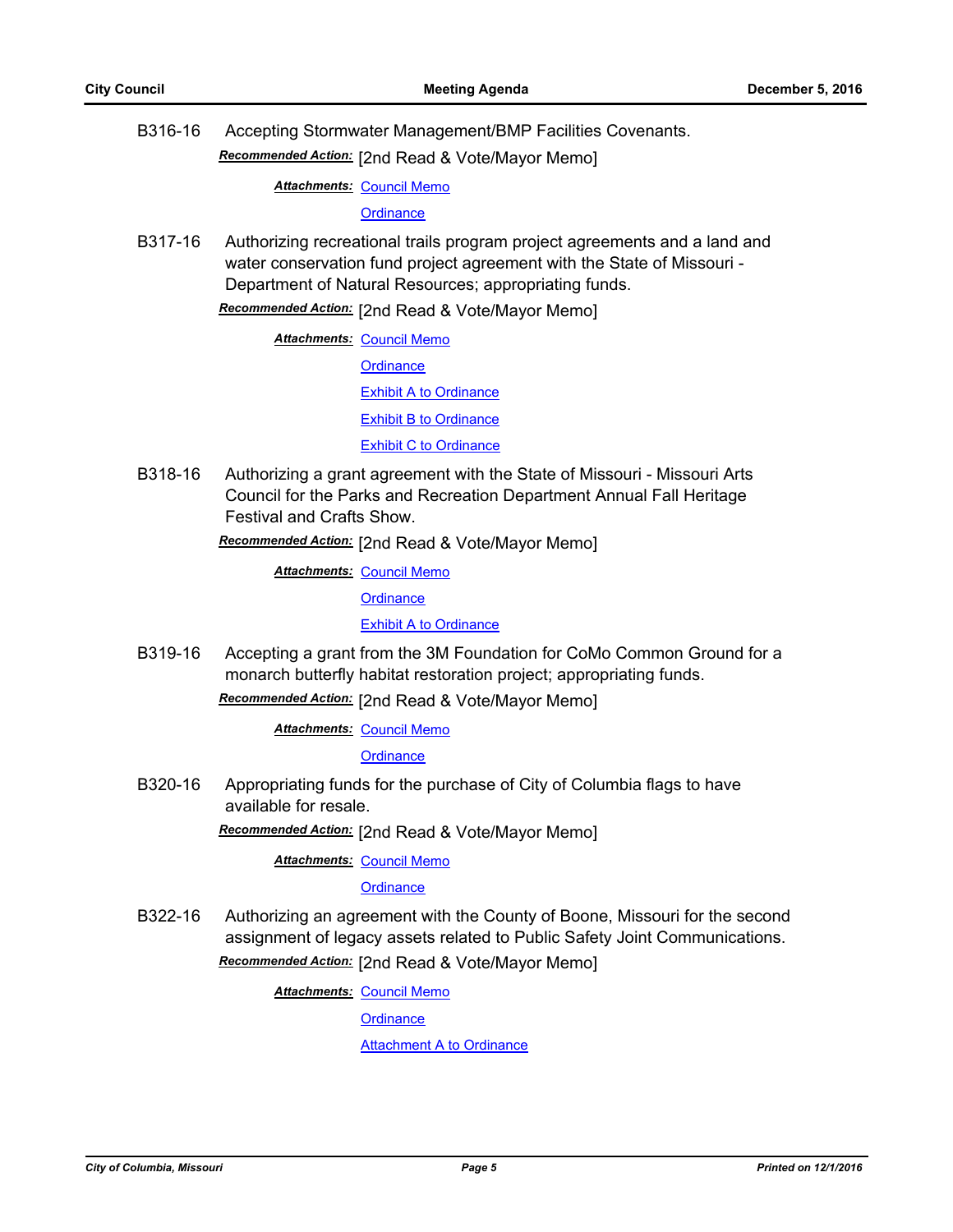B316-16 Accepting Stormwater Management/BMP Facilities Covenants.

***Recommended Action:*** [2nd Read & Vote/Mayor Memo]

***Attachments:*** Council Memo

Ordinance

B317-16 Authorizing recreational trails program project agreements and a land and water conservation fund project agreement with the State of Missouri - Department of Natural Resources; appropriating funds.

***Recommended Action:*** [2nd Read & Vote/Mayor Memo]

***Attachments:*** Council Memo

Ordinance

Exhibit A to Ordinance

Exhibit B to Ordinance

Exhibit C to Ordinance

B318-16 Authorizing a grant agreement with the State of Missouri - Missouri Arts Council for the Parks and Recreation Department Annual Fall Heritage Festival and Crafts Show.

***Recommended Action:*** [2nd Read & Vote/Mayor Memo]

***Attachments:*** Council Memo

Ordinance

Exhibit A to Ordinance

B319-16 Accepting a grant from the 3M Foundation for CoMo Common Ground for a monarch butterfly habitat restoration project; appropriating funds.

***Recommended Action:*** [2nd Read & Vote/Mayor Memo]

***Attachments:*** Council Memo

Ordinance

B320-16 Appropriating funds for the purchase of City of Columbia flags to have available for resale.

***Recommended Action:*** [2nd Read & Vote/Mayor Memo]

***Attachments:*** Council Memo

Ordinance

B322-16 Authorizing an agreement with the County of Boone, Missouri for the second assignment of legacy assets related to Public Safety Joint Communications.

***Recommended Action:*** [2nd Read & Vote/Mayor Memo]

***Attachments:*** Council Memo

Ordinance

Attachment A to Ordinance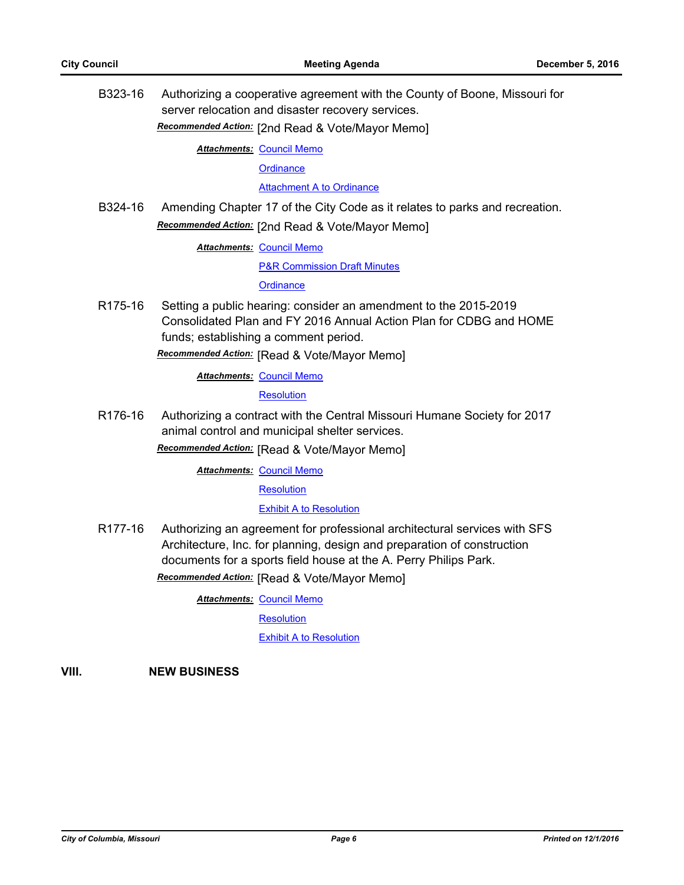B323-16 Authorizing a cooperative agreement with the County of Boone, Missouri for server relocation and disaster recovery services.

***Recommended Action:*** [2nd Read & Vote/Mayor Memo]

***Attachments:*** Council Memo
Ordinance
Attachment A to Ordinance

B324-16 Amending Chapter 17 of the City Code as it relates to parks and recreation.

***Recommended Action:*** [2nd Read & Vote/Mayor Memo]

***Attachments:*** Council Memo
P&R Commission Draft Minutes
Ordinance

R175-16 Setting a public hearing: consider an amendment to the 2015-2019 Consolidated Plan and FY 2016 Annual Action Plan for CDBG and HOME funds; establishing a comment period.

***Recommended Action:*** [Read & Vote/Mayor Memo]

***Attachments:*** Council Memo
Resolution

R176-16 Authorizing a contract with the Central Missouri Humane Society for 2017 animal control and municipal shelter services.

***Recommended Action:*** [Read & Vote/Mayor Memo]

***Attachments:*** Council Memo
Resolution
Exhibit A to Resolution

R177-16 Authorizing an agreement for professional architectural services with SFS Architecture, Inc. for planning, design and preparation of construction documents for a sports field house at the A. Perry Philips Park.

***Recommended Action:*** [Read & Vote/Mayor Memo]

***Attachments:*** Council Memo
Resolution
Exhibit A to Resolution

## VIII. NEW BUSINESS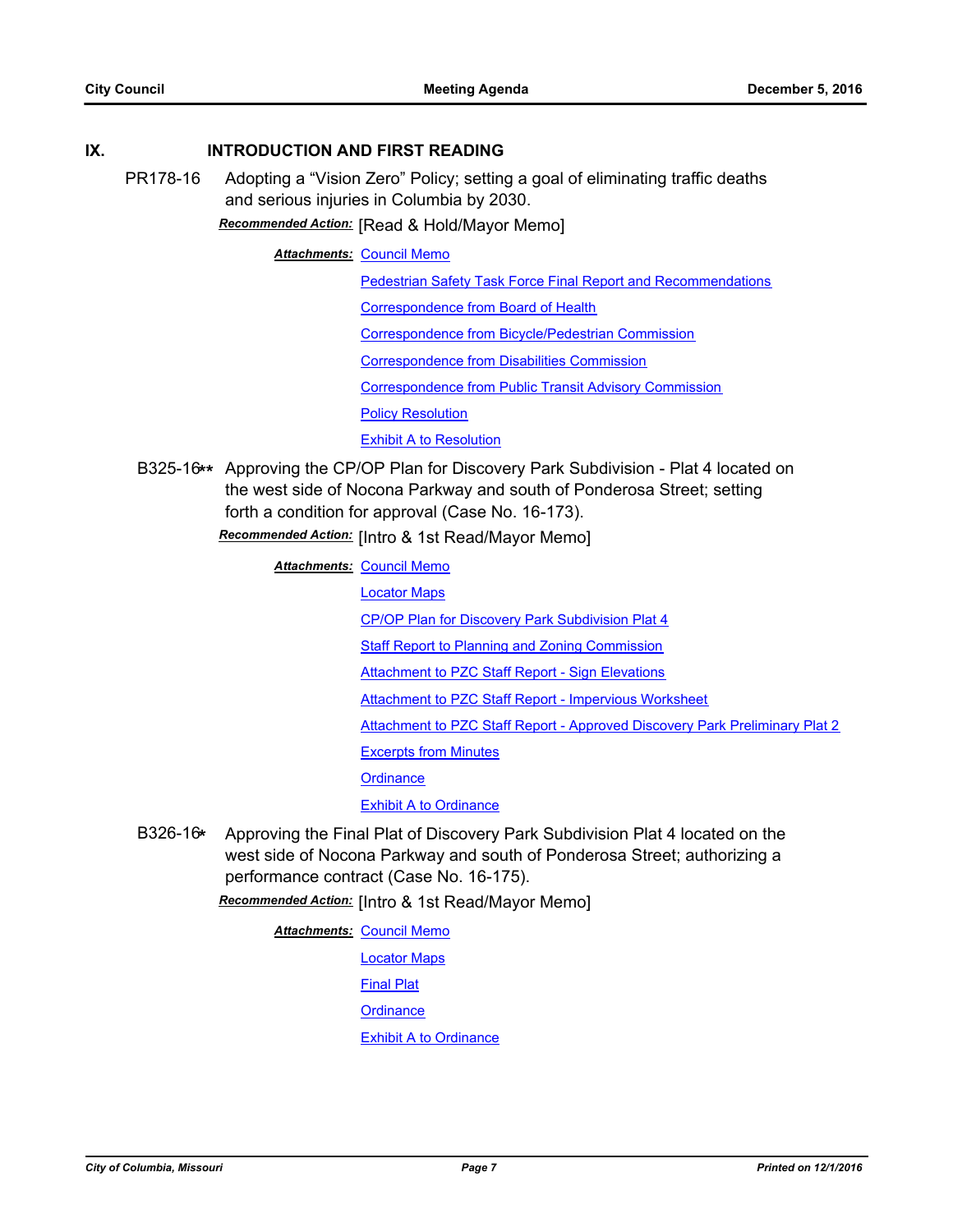## IX. INTRODUCTION AND FIRST READING

**PR178-16** Adopting a "Vision Zero" Policy; setting a goal of eliminating traffic deaths and serious injuries in Columbia by 2030.

***Recommended Action:*** [Read & Hold/Mayor Memo]

***Attachments:*** Council Memo
Pedestrian Safety Task Force Final Report and Recommendations
Correspondence from Board of Health
Correspondence from Bicycle/Pedestrian Commission
Correspondence from Disabilities Commission
Correspondence from Public Transit Advisory Commission
Policy Resolution
Exhibit A to Resolution

**B325-16\*\*** Approving the CP/OP Plan for Discovery Park Subdivision - Plat 4 located on the west side of Nocona Parkway and south of Ponderosa Street; setting forth a condition for approval (Case No. 16-173).

***Recommended Action:*** [Intro & 1st Read/Mayor Memo]

***Attachments:*** Council Memo
Locator Maps
CP/OP Plan for Discovery Park Subdivision Plat 4
Staff Report to Planning and Zoning Commission
Attachment to PZC Staff Report - Sign Elevations
Attachment to PZC Staff Report - Impervious Worksheet
Attachment to PZC Staff Report - Approved Discovery Park Preliminary Plat 2
Excerpts from Minutes
Ordinance
Exhibit A to Ordinance

**B326-16\*** Approving the Final Plat of Discovery Park Subdivision Plat 4 located on the west side of Nocona Parkway and south of Ponderosa Street; authorizing a performance contract (Case No. 16-175).

***Recommended Action:*** [Intro & 1st Read/Mayor Memo]

***Attachments:*** Council Memo
Locator Maps
Final Plat
Ordinance
Exhibit A to Ordinance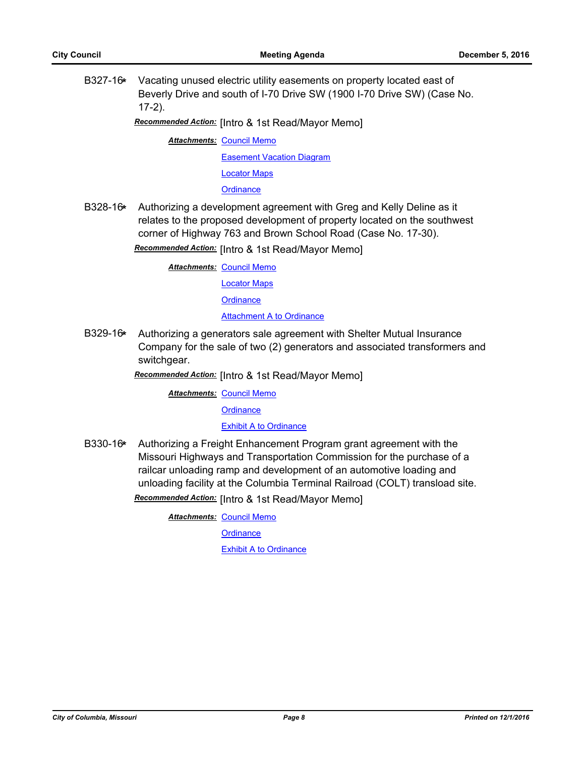B327-16* Vacating unused electric utility easements on property located east of Beverly Drive and south of I-70 Drive SW (1900 I-70 Drive SW) (Case No. 17-2).

***Recommended Action:*** [Intro & 1st Read/Mayor Memo]

***Attachments:*** Council Memo
Easement Vacation Diagram
Locator Maps
Ordinance

B328-16* Authorizing a development agreement with Greg and Kelly Deline as it relates to the proposed development of property located on the southwest corner of Highway 763 and Brown School Road (Case No. 17-30).

***Recommended Action:*** [Intro & 1st Read/Mayor Memo]

***Attachments:*** Council Memo
Locator Maps
Ordinance
Attachment A to Ordinance

B329-16* Authorizing a generators sale agreement with Shelter Mutual Insurance Company for the sale of two (2) generators and associated transformers and switchgear.

***Recommended Action:*** [Intro & 1st Read/Mayor Memo]

***Attachments:*** Council Memo
Ordinance
Exhibit A to Ordinance

B330-16* Authorizing a Freight Enhancement Program grant agreement with the Missouri Highways and Transportation Commission for the purchase of a railcar unloading ramp and development of an automotive loading and unloading facility at the Columbia Terminal Railroad (COLT) transload site.

***Recommended Action:*** [Intro & 1st Read/Mayor Memo]

***Attachments:*** Council Memo
Ordinance
Exhibit A to Ordinance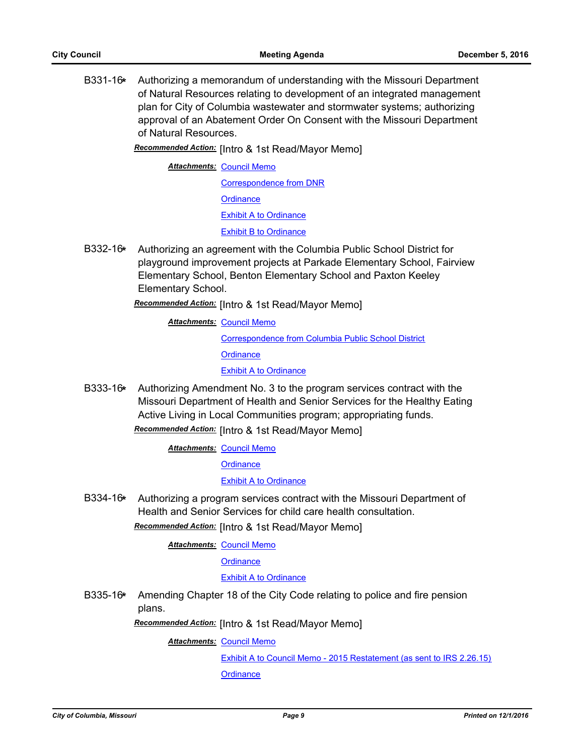**B331-16*** Authorizing a memorandum of understanding with the Missouri Department of Natural Resources relating to development of an integrated management plan for City of Columbia wastewater and stormwater systems; authorizing approval of an Abatement Order On Consent with the Missouri Department of Natural Resources.

***Recommended Action:*** [Intro & 1st Read/Mayor Memo]

***Attachments:*** Council Memo
Correspondence from DNR
Ordinance
Exhibit A to Ordinance
Exhibit B to Ordinance

**B332-16*** Authorizing an agreement with the Columbia Public School District for playground improvement projects at Parkade Elementary School, Fairview Elementary School, Benton Elementary School and Paxton Keeley Elementary School.

***Recommended Action:*** [Intro & 1st Read/Mayor Memo]

***Attachments:*** Council Memo
Correspondence from Columbia Public School District
Ordinance
Exhibit A to Ordinance

**B333-16*** Authorizing Amendment No. 3 to the program services contract with the Missouri Department of Health and Senior Services for the Healthy Eating Active Living in Local Communities program; appropriating funds.

***Recommended Action:*** [Intro & 1st Read/Mayor Memo]

***Attachments:*** Council Memo
Ordinance
Exhibit A to Ordinance

**B334-16*** Authorizing a program services contract with the Missouri Department of Health and Senior Services for child care health consultation.

***Recommended Action:*** [Intro & 1st Read/Mayor Memo]

***Attachments:*** Council Memo
Ordinance
Exhibit A to Ordinance

**B335-16*** Amending Chapter 18 of the City Code relating to police and fire pension plans.

***Recommended Action:*** [Intro & 1st Read/Mayor Memo]

***Attachments:*** Council Memo
Exhibit A to Council Memo - 2015 Restatement (as sent to IRS 2.26.15)
Ordinance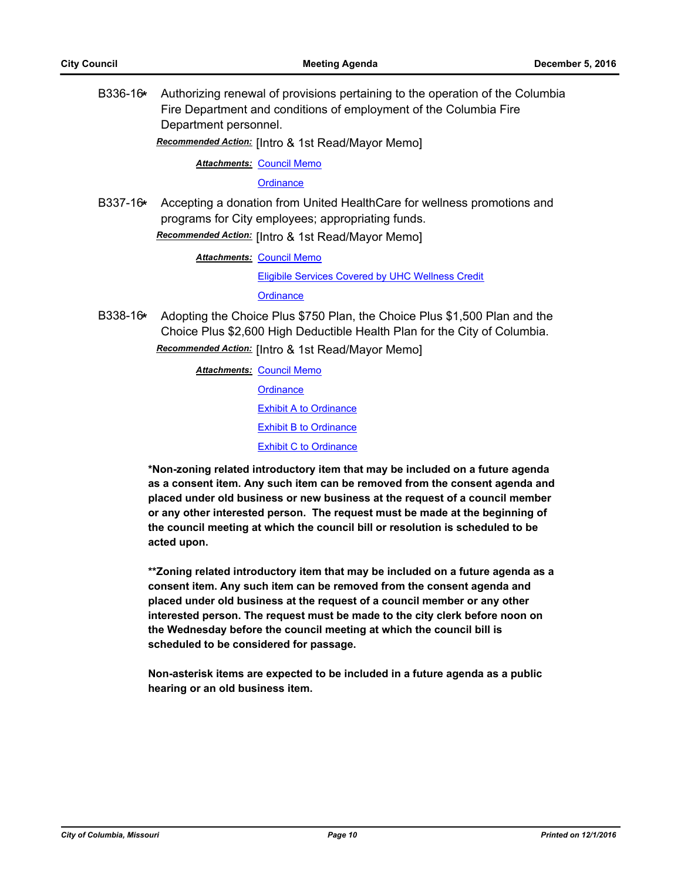B336-16* Authorizing renewal of provisions pertaining to the operation of the Columbia Fire Department and conditions of employment of the Columbia Fire Department personnel.

***Recommended Action:*** [Intro & 1st Read/Mayor Memo]

***Attachments:*** Council Memo
Ordinance

B337-16* Accepting a donation from United HealthCare for wellness promotions and programs for City employees; appropriating funds.

***Recommended Action:*** [Intro & 1st Read/Mayor Memo]

***Attachments:*** Council Memo
Eligible Services Covered by UHC Wellness Credit
Ordinance

B338-16* Adopting the Choice Plus $750 Plan, the Choice Plus $1,500 Plan and the Choice Plus $2,600 High Deductible Health Plan for the City of Columbia.

***Recommended Action:*** [Intro & 1st Read/Mayor Memo]

***Attachments:*** Council Memo
Ordinance
Exhibit A to Ordinance
Exhibit B to Ordinance
Exhibit C to Ordinance

**\*Non-zoning related introductory item that may be included on a future agenda as a consent item. Any such item can be removed from the consent agenda and placed under old business or new business at the request of a council member or any other interested person. The request must be made at the beginning of the council meeting at which the council bill or resolution is scheduled to be acted upon.**

**\*\*Zoning related introductory item that may be included on a future agenda as a consent item. Any such item can be removed from the consent agenda and placed under old business at the request of a council member or any other interested person. The request must be made to the city clerk before noon on the Wednesday before the council meeting at which the council bill is scheduled to be considered for passage.**

**Non-asterisk items are expected to be included in a future agenda as a public hearing or an old business item.**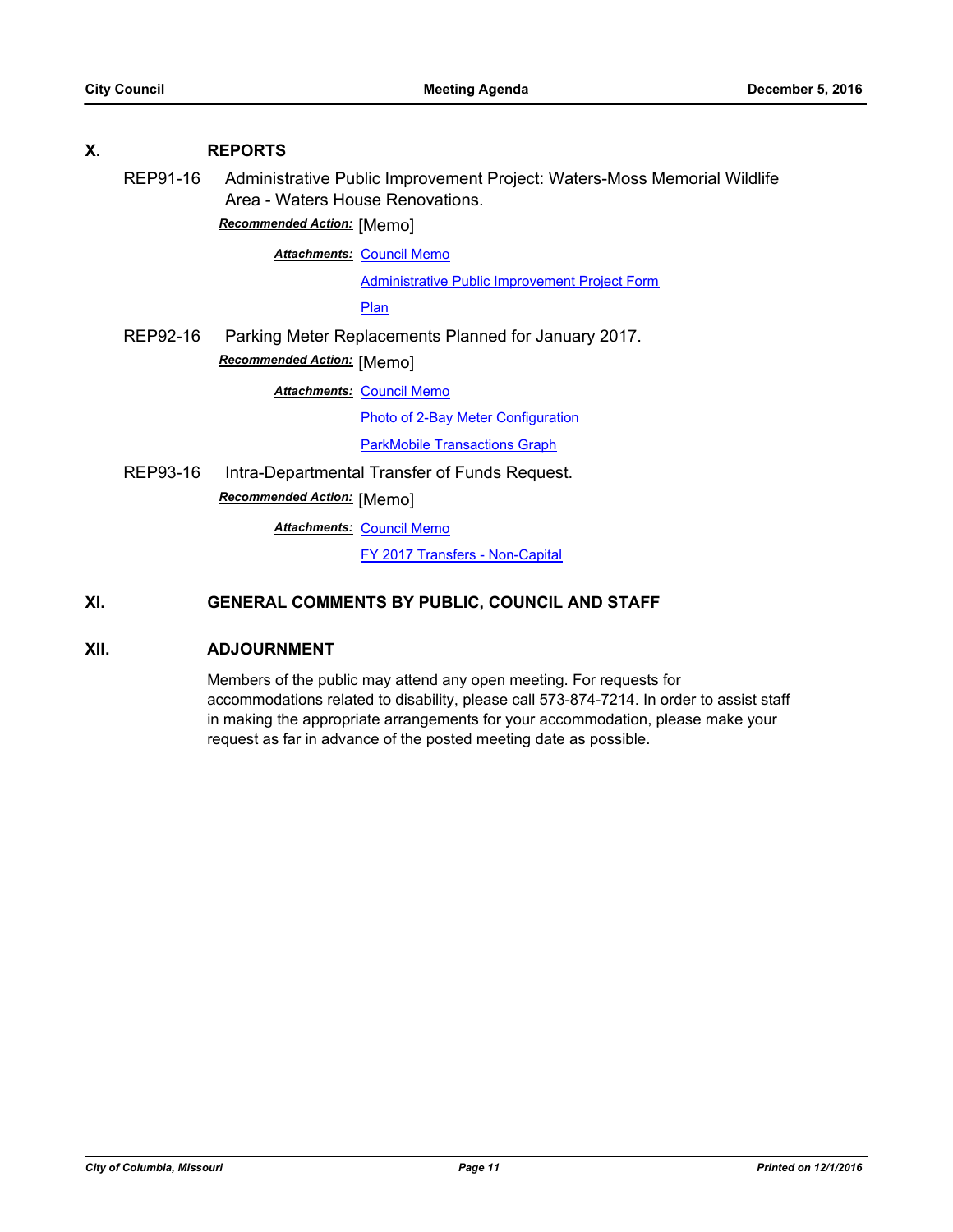## X. REPORTS

REP91-16 Administrative Public Improvement Project: Waters-Moss Memorial Wildlife Area - Waters House Renovations.

***Recommended Action:*** [Memo]

***Attachments:*** Council Memo

Administrative Public Improvement Project Form

Plan

REP92-16 Parking Meter Replacements Planned for January 2017.

***Recommended Action:*** [Memo]

***Attachments:*** Council Memo

Photo of 2-Bay Meter Configuration

ParkMobile Transactions Graph

REP93-16 Intra-Departmental Transfer of Funds Request.

***Recommended Action:*** [Memo]

***Attachments:*** Council Memo

FY 2017 Transfers - Non-Capital

## XI. GENERAL COMMENTS BY PUBLIC, COUNCIL AND STAFF

## XII. ADJOURNMENT

Members of the public may attend any open meeting. For requests for accommodations related to disability, please call 573-874-7214. In order to assist staff in making the appropriate arrangements for your accommodation, please make your request as far in advance of the posted meeting date as possible.